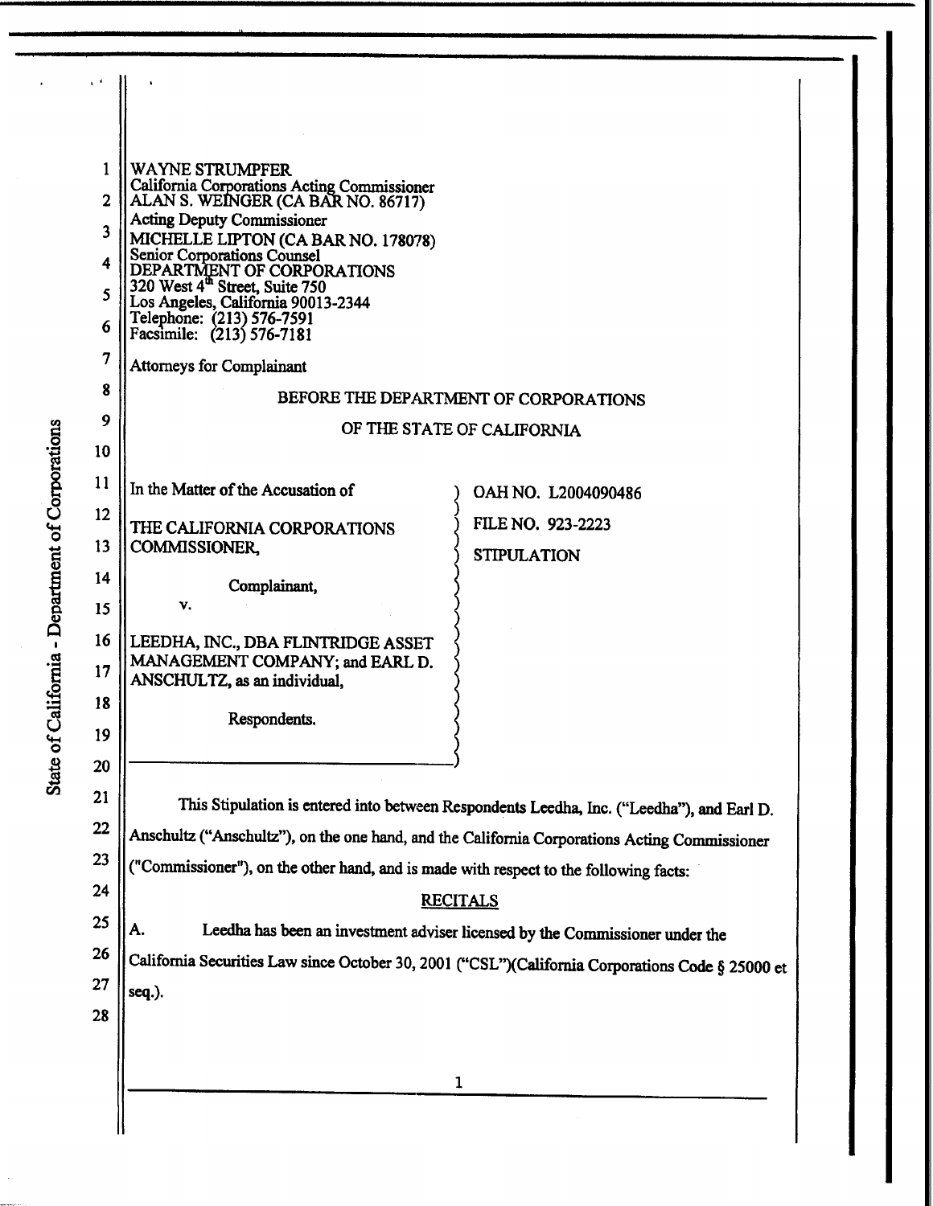WAYNE STRUMPFER
California Corporations Acting Commissioner
ALAN S. WEINGER (CA BAR NO. 86717)
Acting Deputy Commissioner
MICHELLE LIPTON (CA BAR NO. 178078)
Senior Corporations Counsel
DEPARTMENT OF CORPORATIONS
320 West 4th Street, Suite 750
Los Angeles, California 90013-2344
Telephone: (213) 576-7591
Facsimile: (213) 576-7181

Attorneys for Complainant

BEFORE THE DEPARTMENT OF CORPORATIONS

OF THE STATE OF CALIFORNIA

| | |
|---|---|
| In the Matter of the Accusation of<br><br>THE CALIFORNIA CORPORATIONS COMMISSIONER,<br><br>Complainant,<br><br>v.<br><br>LEEDHA, INC., DBA FLINTRIDGE ASSET MANAGEMENT COMPANY; and EARL D. ANSCHULTZ, as an individual,<br><br>Respondents. | OAH NO. L2004090486<br><br>FILE NO. 923-2223<br><br>STIPULATION |

This Stipulation is entered into between Respondents Leedha, Inc. ("Leedha"), and Earl D. Anschultz ("Anschultz"), on the one hand, and the California Corporations Acting Commissioner ("Commissioner"), on the other hand, and is made with respect to the following facts:

## RECITALS

A. Leedha has been an investment adviser licensed by the Commissioner under the California Securities Law since October 30, 2001 ("CSL")(California Corporations Code § 25000 et seq.).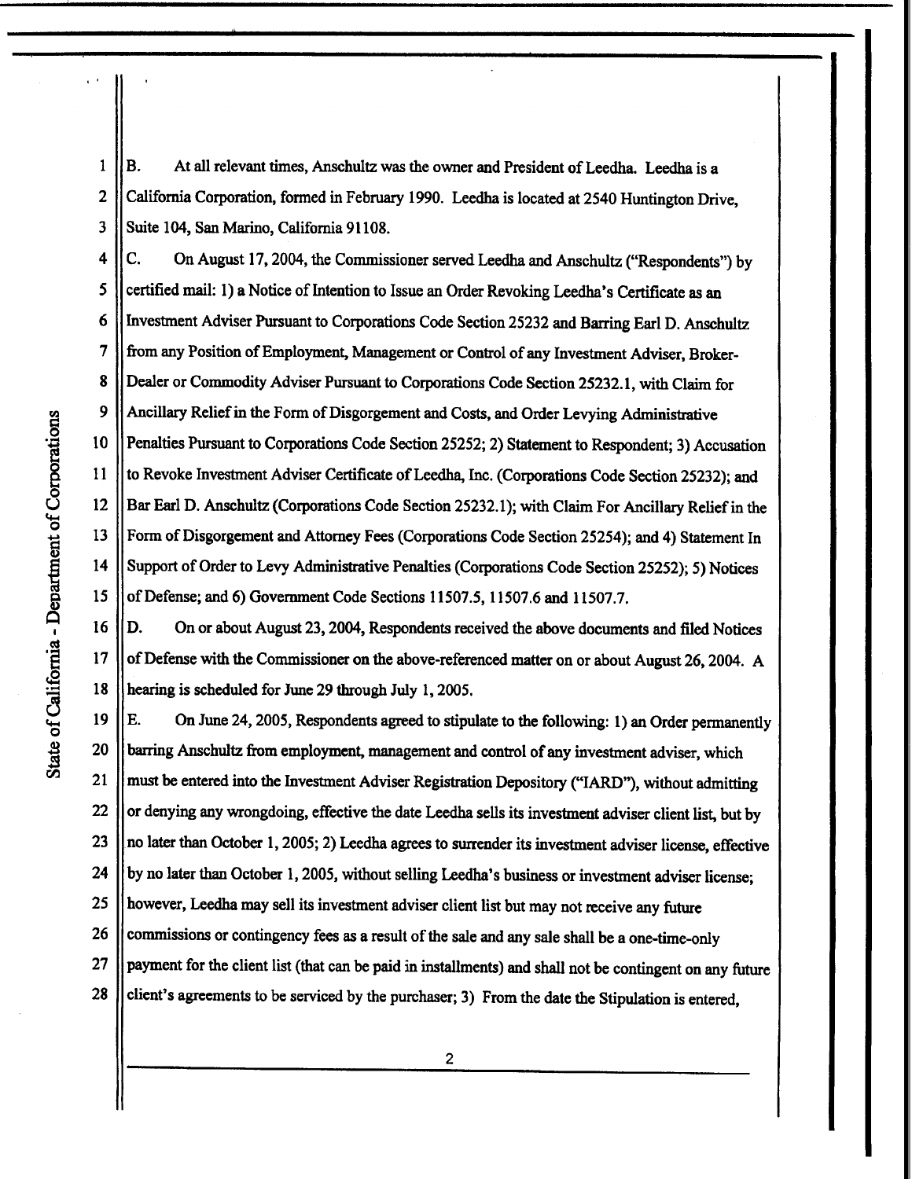B. At all relevant times, Anschultz was the owner and President of Leedha. Leedha is a California Corporation, formed in February 1990. Leedha is located at 2540 Huntington Drive, Suite 104, San Marino, California 91108.

C. On August 17, 2004, the Commissioner served Leedha and Anschultz ("Respondents") by certified mail: 1) a Notice of Intention to Issue an Order Revoking Leedha's Certificate as an Investment Adviser Pursuant to Corporations Code Section 25232 and Barring Earl D. Anschultz from any Position of Employment, Management or Control of any Investment Adviser, Broker-Dealer or Commodity Adviser Pursuant to Corporations Code Section 25232.1, with Claim for Ancillary Relief in the Form of Disgorgement and Costs, and Order Levying Administrative Penalties Pursuant to Corporations Code Section 25252; 2) Statement to Respondent; 3) Accusation to Revoke Investment Adviser Certificate of Leedha, Inc. (Corporations Code Section 25232); and Bar Earl D. Anschultz (Corporations Code Section 25232.1); with Claim For Ancillary Relief in the Form of Disgorgement and Attorney Fees (Corporations Code Section 25254); and 4) Statement In Support of Order to Levy Administrative Penalties (Corporations Code Section 25252); 5) Notices of Defense; and 6) Government Code Sections 11507.5, 11507.6 and 11507.7.

D. On or about August 23, 2004, Respondents received the above documents and filed Notices of Defense with the Commissioner on the above-referenced matter on or about August 26, 2004. A hearing is scheduled for June 29 through July 1, 2005.

E. On June 24, 2005, Respondents agreed to stipulate to the following: 1) an Order permanently barring Anschultz from employment, management and control of any investment adviser, which must be entered into the Investment Adviser Registration Depository ("IARD"), without admitting or denying any wrongdoing, effective the date Leedha sells its investment adviser client list, but by no later than October 1, 2005; 2) Leedha agrees to surrender its investment adviser license, effective by no later than October 1, 2005, without selling Leedha's business or investment adviser license; however, Leedha may sell its investment adviser client list but may not receive any future commissions or contingency fees as a result of the sale and any sale shall be a one-time-only payment for the client list (that can be paid in installments) and shall not be contingent on any future client's agreements to be serviced by the purchaser; 3) From the date the Stipulation is entered,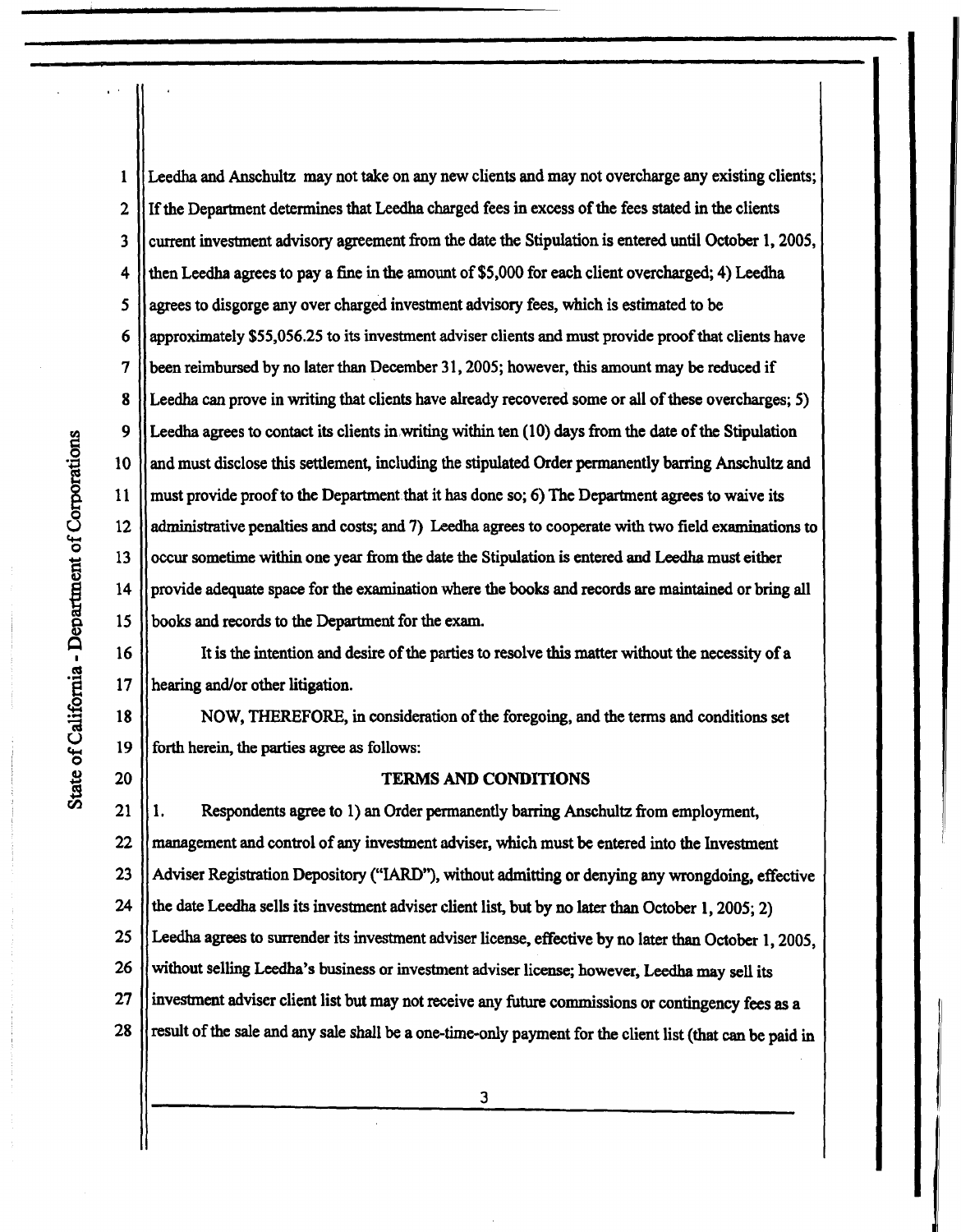Leedha and Anschultz may not take on any new clients and may not overcharge any existing clients; If the Department determines that Leedha charged fees in excess of the fees stated in the clients current investment advisory agreement from the date the Stipulation is entered until October 1, 2005, then Leedha agrees to pay a fine in the amount of $5,000 for each client overcharged; 4) Leedha agrees to disgorge any over charged investment advisory fees, which is estimated to be approximately $55,056.25 to its investment adviser clients and must provide proof that clients have been reimbursed by no later than December 31, 2005; however, this amount may be reduced if Leedha can prove in writing that clients have already recovered some or all of these overcharges; 5) Leedha agrees to contact its clients in writing within ten (10) days from the date of the Stipulation and must disclose this settlement, including the stipulated Order permanently barring Anschultz and must provide proof to the Department that it has done so; 6) The Department agrees to waive its administrative penalties and costs; and 7) Leedha agrees to cooperate with two field examinations to occur sometime within one year from the date the Stipulation is entered and Leedha must either provide adequate space for the examination where the books and records are maintained or bring all books and records to the Department for the exam.

It is the intention and desire of the parties to resolve this matter without the necessity of a hearing and/or other litigation.

NOW, THEREFORE, in consideration of the foregoing, and the terms and conditions set forth herein, the parties agree as follows:

## TERMS AND CONDITIONS

1. Respondents agree to 1) an Order permanently barring Anschultz from employment, management and control of any investment adviser, which must be entered into the Investment Adviser Registration Depository ("IARD"), without admitting or denying any wrongdoing, effective the date Leedha sells its investment adviser client list, but by no later than October 1, 2005; 2) Leedha agrees to surrender its investment adviser license, effective by no later than October 1, 2005, without selling Leedha's business or investment adviser license; however, Leedha may sell its investment adviser client list but may not receive any future commissions or contingency fees as a result of the sale and any sale shall be a one-time-only payment for the client list (that can be paid in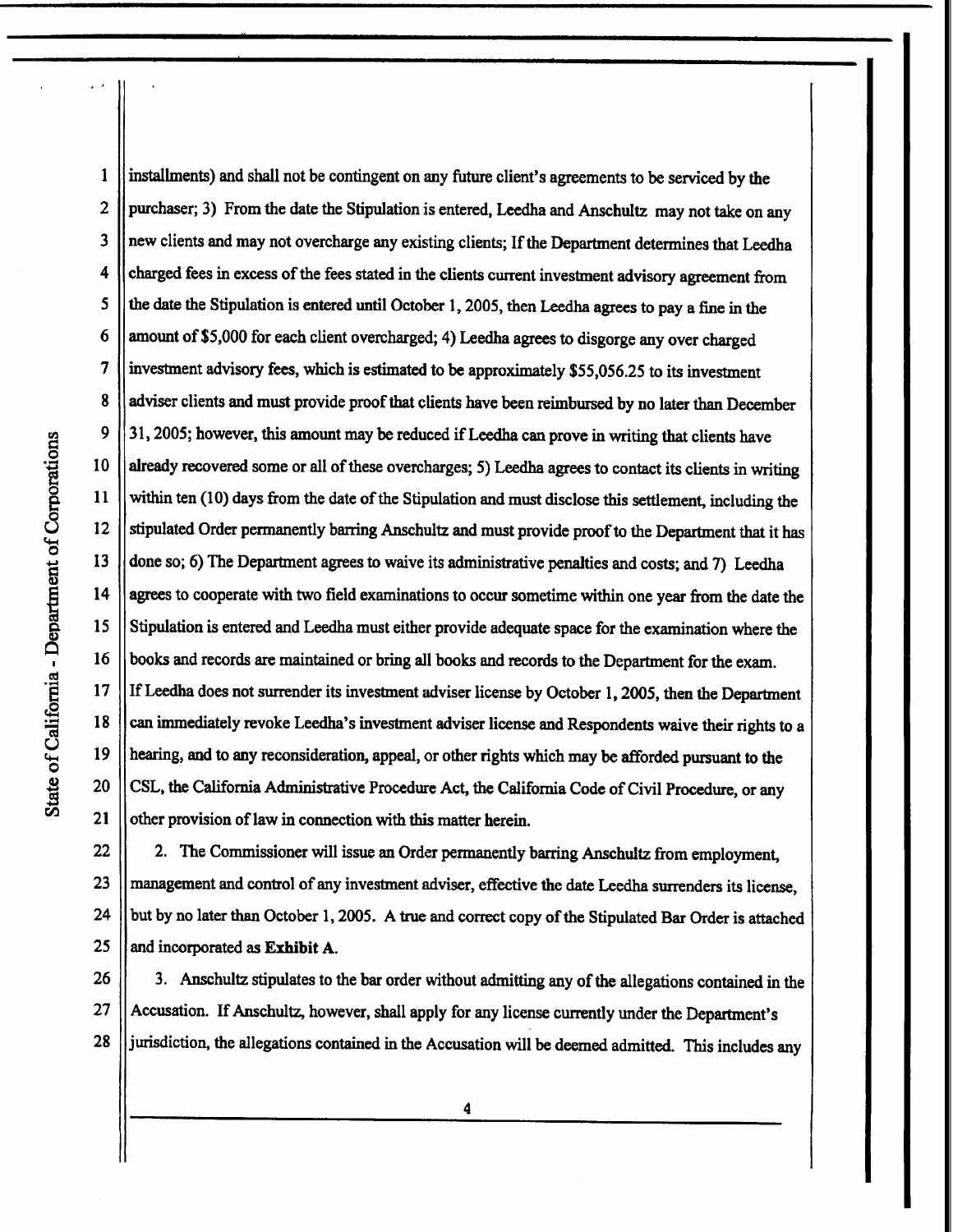installments) and shall not be contingent on any future client's agreements to be serviced by the purchaser; 3) From the date the Stipulation is entered, Leedha and Anschultz may not take on any new clients and may not overcharge any existing clients; If the Department determines that Leedha charged fees in excess of the fees stated in the clients current investment advisory agreement from the date the Stipulation is entered until October 1, 2005, then Leedha agrees to pay a fine in the amount of $5,000 for each client overcharged; 4) Leedha agrees to disgorge any over charged investment advisory fees, which is estimated to be approximately $55,056.25 to its investment adviser clients and must provide proof that clients have been reimbursed by no later than December 31, 2005; however, this amount may be reduced if Leedha can prove in writing that clients have already recovered some or all of these overcharges; 5) Leedha agrees to contact its clients in writing within ten (10) days from the date of the Stipulation and must disclose this settlement, including the stipulated Order permanently barring Anschultz and must provide proof to the Department that it has done so; 6) The Department agrees to waive its administrative penalties and costs; and 7) Leedha agrees to cooperate with two field examinations to occur sometime within one year from the date the Stipulation is entered and Leedha must either provide adequate space for the examination where the books and records are maintained or bring all books and records to the Department for the exam. If Leedha does not surrender its investment adviser license by October 1, 2005, then the Department can immediately revoke Leedha's investment adviser license and Respondents waive their rights to a hearing, and to any reconsideration, appeal, or other rights which may be afforded pursuant to the CSL, the California Administrative Procedure Act, the California Code of Civil Procedure, or any other provision of law in connection with this matter herein.

2. The Commissioner will issue an Order permanently barring Anschultz from employment, management and control of any investment adviser, effective the date Leedha surrenders its license, but by no later than October 1, 2005. A true and correct copy of the Stipulated Bar Order is attached and incorporated as **Exhibit A**.

3. Anschultz stipulates to the bar order without admitting any of the allegations contained in the Accusation. If Anschultz, however, shall apply for any license currently under the Department's jurisdiction, the allegations contained in the Accusation will be deemed admitted. This includes any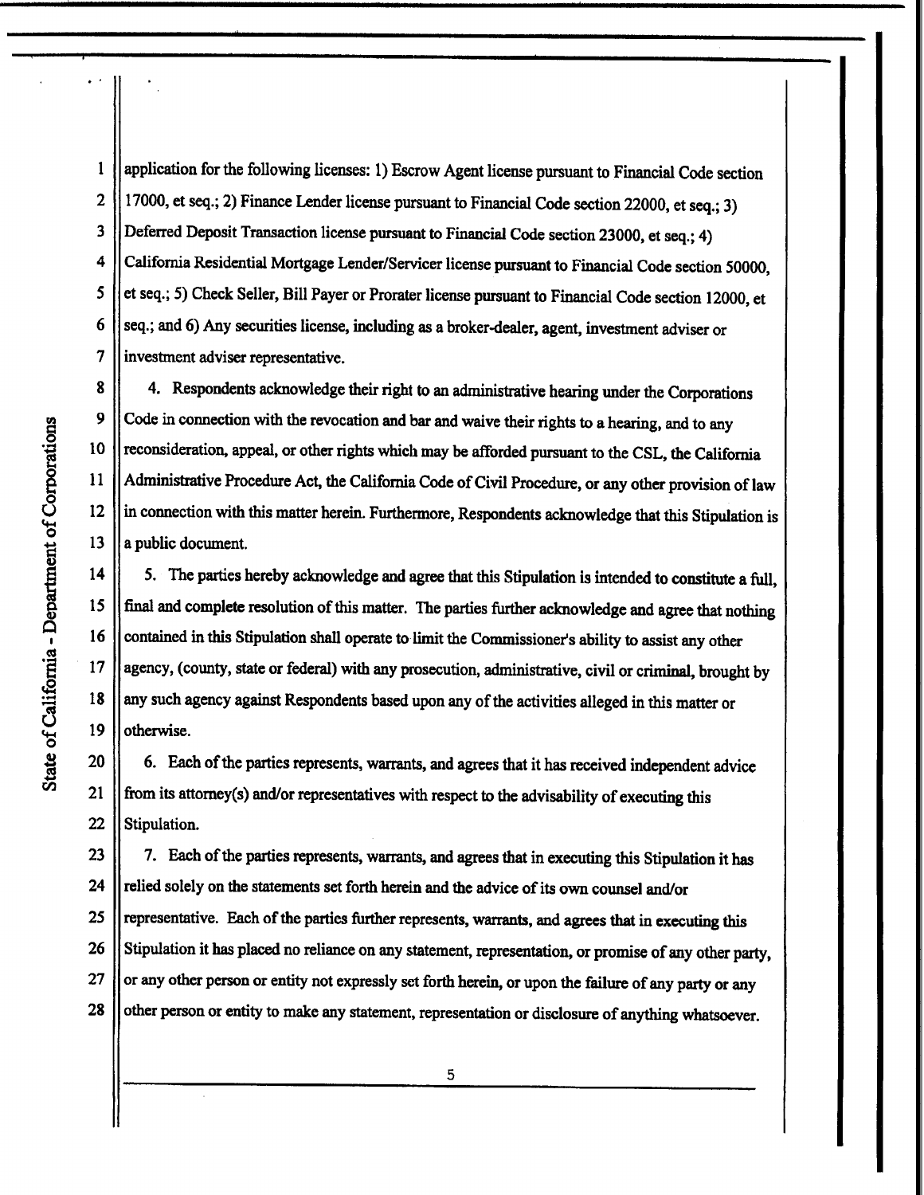application for the following licenses: 1) Escrow Agent license pursuant to Financial Code section 17000, et seq.; 2) Finance Lender license pursuant to Financial Code section 22000, et seq.; 3) Deferred Deposit Transaction license pursuant to Financial Code section 23000, et seq.; 4) California Residential Mortgage Lender/Servicer license pursuant to Financial Code section 50000, et seq.; 5) Check Seller, Bill Payer or Prorater license pursuant to Financial Code section 12000, et seq.; and 6) Any securities license, including as a broker-dealer, agent, investment adviser or investment adviser representative.

4. Respondents acknowledge their right to an administrative hearing under the Corporations Code in connection with the revocation and bar and waive their rights to a hearing, and to any reconsideration, appeal, or other rights which may be afforded pursuant to the CSL, the California Administrative Procedure Act, the California Code of Civil Procedure, or any other provision of law in connection with this matter herein. Furthermore, Respondents acknowledge that this Stipulation is a public document.

5. The parties hereby acknowledge and agree that this Stipulation is intended to constitute a full, final and complete resolution of this matter. The parties further acknowledge and agree that nothing contained in this Stipulation shall operate to limit the Commissioner's ability to assist any other agency, (county, state or federal) with any prosecution, administrative, civil or criminal, brought by any such agency against Respondents based upon any of the activities alleged in this matter or otherwise.

6. Each of the parties represents, warrants, and agrees that it has received independent advice from its attorney(s) and/or representatives with respect to the advisability of executing this Stipulation.

7. Each of the parties represents, warrants, and agrees that in executing this Stipulation it has relied solely on the statements set forth herein and the advice of its own counsel and/or representative. Each of the parties further represents, warrants, and agrees that in executing this Stipulation it has placed no reliance on any statement, representation, or promise of any other party, or any other person or entity not expressly set forth herein, or upon the failure of any party or any other person or entity to make any statement, representation or disclosure of anything whatsoever.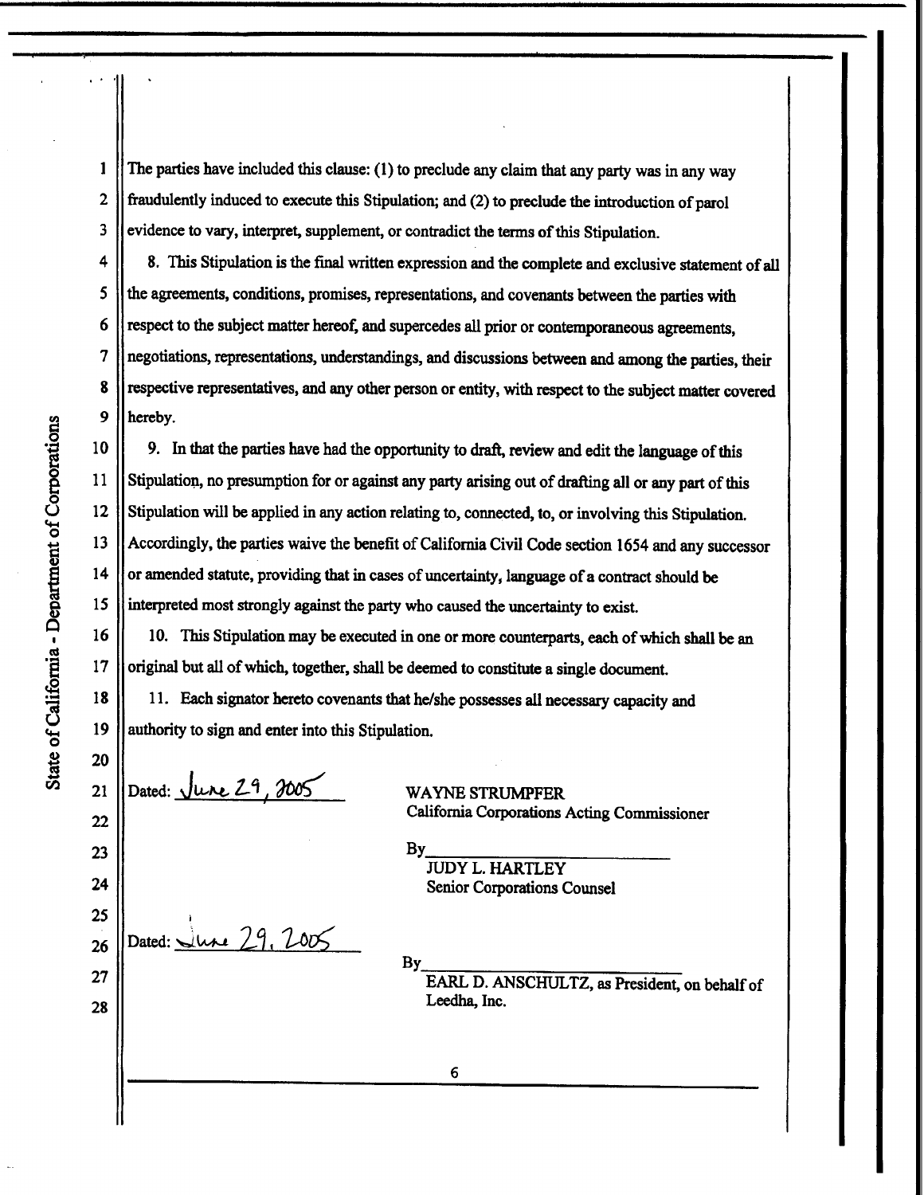The parties have included this clause: (1) to preclude any claim that any party was in any way fraudulently induced to execute this Stipulation; and (2) to preclude the introduction of parol evidence to vary, interpret, supplement, or contradict the terms of this Stipulation.

8. This Stipulation is the final written expression and the complete and exclusive statement of all the agreements, conditions, promises, representations, and covenants between the parties with respect to the subject matter hereof, and supercedes all prior or contemporaneous agreements, negotiations, representations, understandings, and discussions between and among the parties, their respective representatives, and any other person or entity, with respect to the subject matter covered hereby.

9. In that the parties have had the opportunity to draft, review and edit the language of this Stipulation, no presumption for or against any party arising out of drafting all or any part of this Stipulation will be applied in any action relating to, connected, to, or involving this Stipulation. Accordingly, the parties waive the benefit of California Civil Code section 1654 and any successor or amended statute, providing that in cases of uncertainty, language of a contract should be interpreted most strongly against the party who caused the uncertainty to exist.

10. This Stipulation may be executed in one or more counterparts, each of which shall be an original but all of which, together, shall be deemed to constitute a single document.

11. Each signator hereto covenants that he/she possesses all necessary capacity and authority to sign and enter into this Stipulation.

Dated: June 29, 2005

WAYNE STRUMPFER
California Corporations Acting Commissioner

By\_\_\_\_\_\_\_\_\_\_\_\_\_\_\_\_\_\_\_\_\_\_\_\_
JUDY L. HARTLEY
Senior Corporations Counsel

Dated: June 29, 2005

By\_\_\_\_\_\_\_\_\_\_\_\_\_\_\_\_\_\_\_\_\_\_\_\_
EARL D. ANSCHULTZ, as President, on behalf of Leedha, Inc.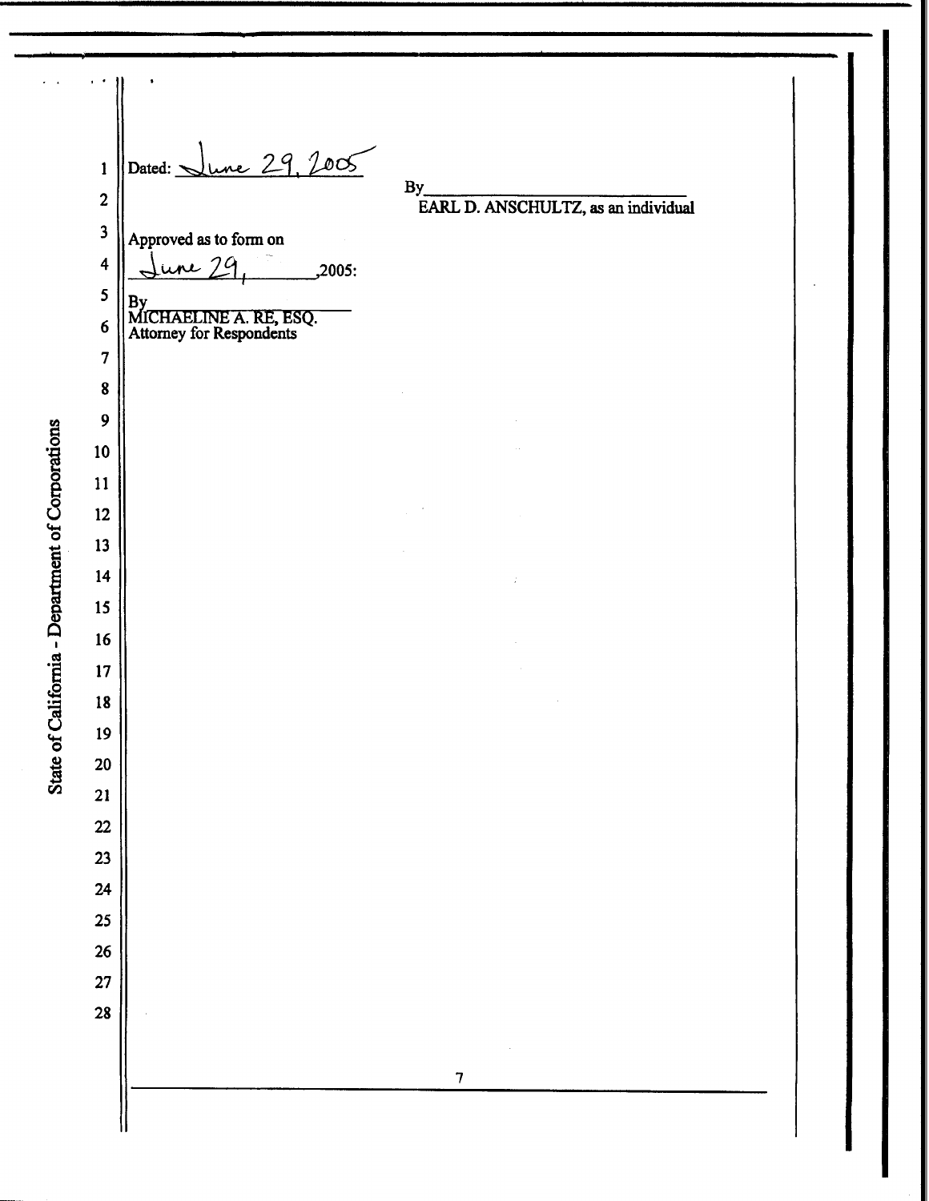Dated: June 29, 2005

By ______________________________
EARL D. ANSCHULTZ, as an individual

Approved as to form on
June 29, 2005:

By ______________________________
MICHAELINE A. RE, ESQ.
Attorney for Respondents